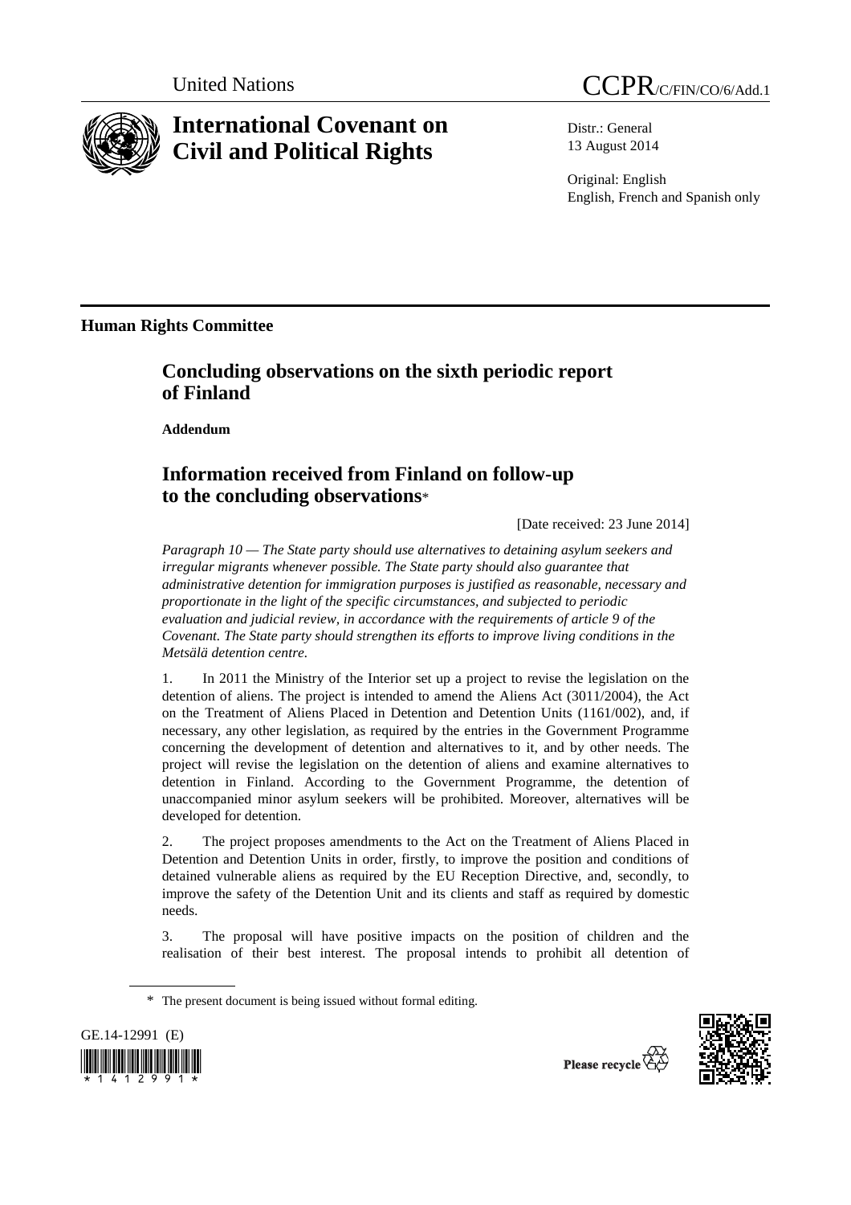United Nations

CCPR/C/FIN/CO/6/Add.1

# International Covenant on Civil and Political Rights

Distr.: General
13 August 2014

Original: English
English, French and Spanish only

## Human Rights Committee

# Concluding observations on the sixth periodic report of Finland

**Addendum**

# Information received from Finland on follow-up to the concluding observations*

[Date received: 23 June 2014]

*Paragraph 10 — The State party should use alternatives to detaining asylum seekers and irregular migrants whenever possible. The State party should also guarantee that administrative detention for immigration purposes is justified as reasonable, necessary and proportionate in the light of the specific circumstances, and subjected to periodic evaluation and judicial review, in accordance with the requirements of article 9 of the Covenant. The State party should strengthen its efforts to improve living conditions in the Metsälä detention centre.*

1. In 2011 the Ministry of the Interior set up a project to revise the legislation on the detention of aliens. The project is intended to amend the Aliens Act (3011/2004), the Act on the Treatment of Aliens Placed in Detention and Detention Units (1161/002), and, if necessary, any other legislation, as required by the entries in the Government Programme concerning the development of detention and alternatives to it, and by other needs. The project will revise the legislation on the detention of aliens and examine alternatives to detention in Finland. According to the Government Programme, the detention of unaccompanied minor asylum seekers will be prohibited. Moreover, alternatives will be developed for detention.

2. The project proposes amendments to the Act on the Treatment of Aliens Placed in Detention and Detention Units in order, firstly, to improve the position and conditions of detained vulnerable aliens as required by the EU Reception Directive, and, secondly, to improve the safety of the Detention Unit and its clients and staff as required by domestic needs.

3. The proposal will have positive impacts on the position of children and the realisation of their best interest. The proposal intends to prohibit all detention of

\* The present document is being issued without formal editing.

GE.14-12991 (E)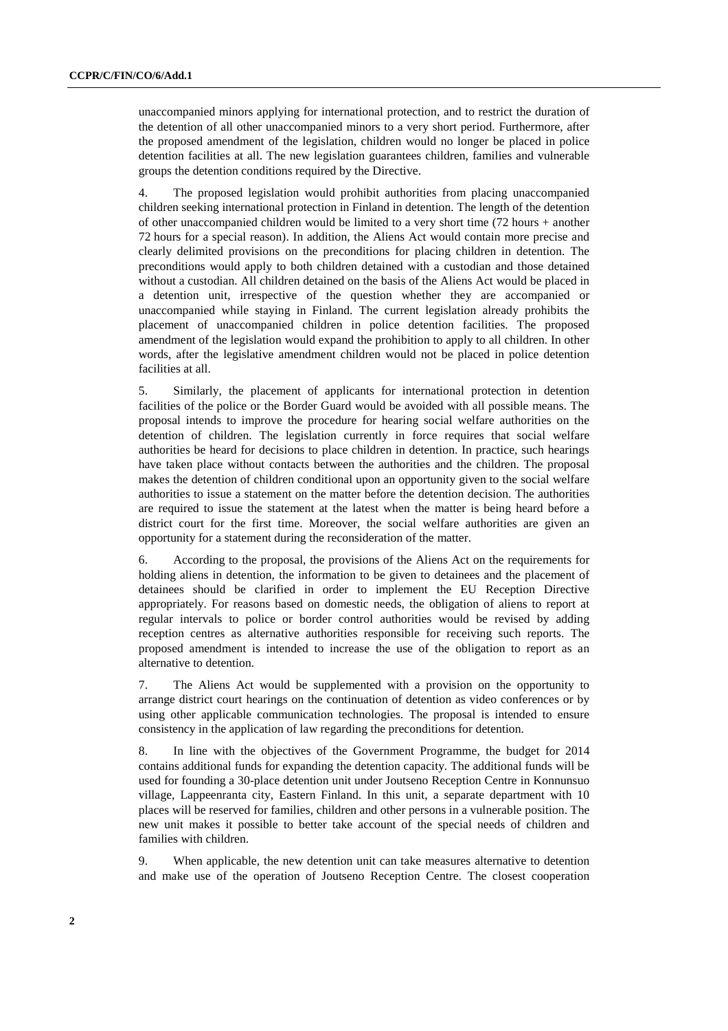unaccompanied minors applying for international protection, and to restrict the duration of the detention of all other unaccompanied minors to a very short period. Furthermore, after the proposed amendment of the legislation, children would no longer be placed in police detention facilities at all. The new legislation guarantees children, families and vulnerable groups the detention conditions required by the Directive.

4. The proposed legislation would prohibit authorities from placing unaccompanied children seeking international protection in Finland in detention. The length of the detention of other unaccompanied children would be limited to a very short time (72 hours + another 72 hours for a special reason). In addition, the Aliens Act would contain more precise and clearly delimited provisions on the preconditions for placing children in detention. The preconditions would apply to both children detained with a custodian and those detained without a custodian. All children detained on the basis of the Aliens Act would be placed in a detention unit, irrespective of the question whether they are accompanied or unaccompanied while staying in Finland. The current legislation already prohibits the placement of unaccompanied children in police detention facilities. The proposed amendment of the legislation would expand the prohibition to apply to all children. In other words, after the legislative amendment children would not be placed in police detention facilities at all.

5. Similarly, the placement of applicants for international protection in detention facilities of the police or the Border Guard would be avoided with all possible means. The proposal intends to improve the procedure for hearing social welfare authorities on the detention of children. The legislation currently in force requires that social welfare authorities be heard for decisions to place children in detention. In practice, such hearings have taken place without contacts between the authorities and the children. The proposal makes the detention of children conditional upon an opportunity given to the social welfare authorities to issue a statement on the matter before the detention decision. The authorities are required to issue the statement at the latest when the matter is being heard before a district court for the first time. Moreover, the social welfare authorities are given an opportunity for a statement during the reconsideration of the matter.

6. According to the proposal, the provisions of the Aliens Act on the requirements for holding aliens in detention, the information to be given to detainees and the placement of detainees should be clarified in order to implement the EU Reception Directive appropriately. For reasons based on domestic needs, the obligation of aliens to report at regular intervals to police or border control authorities would be revised by adding reception centres as alternative authorities responsible for receiving such reports. The proposed amendment is intended to increase the use of the obligation to report as an alternative to detention.

7. The Aliens Act would be supplemented with a provision on the opportunity to arrange district court hearings on the continuation of detention as video conferences or by using other applicable communication technologies. The proposal is intended to ensure consistency in the application of law regarding the preconditions for detention.

8. In line with the objectives of the Government Programme, the budget for 2014 contains additional funds for expanding the detention capacity. The additional funds will be used for founding a 30-place detention unit under Joutseno Reception Centre in Konnunsuo village, Lappeenranta city, Eastern Finland. In this unit, a separate department with 10 places will be reserved for families, children and other persons in a vulnerable position. The new unit makes it possible to better take account of the special needs of children and families with children.

9. When applicable, the new detention unit can take measures alternative to detention and make use of the operation of Joutseno Reception Centre. The closest cooperation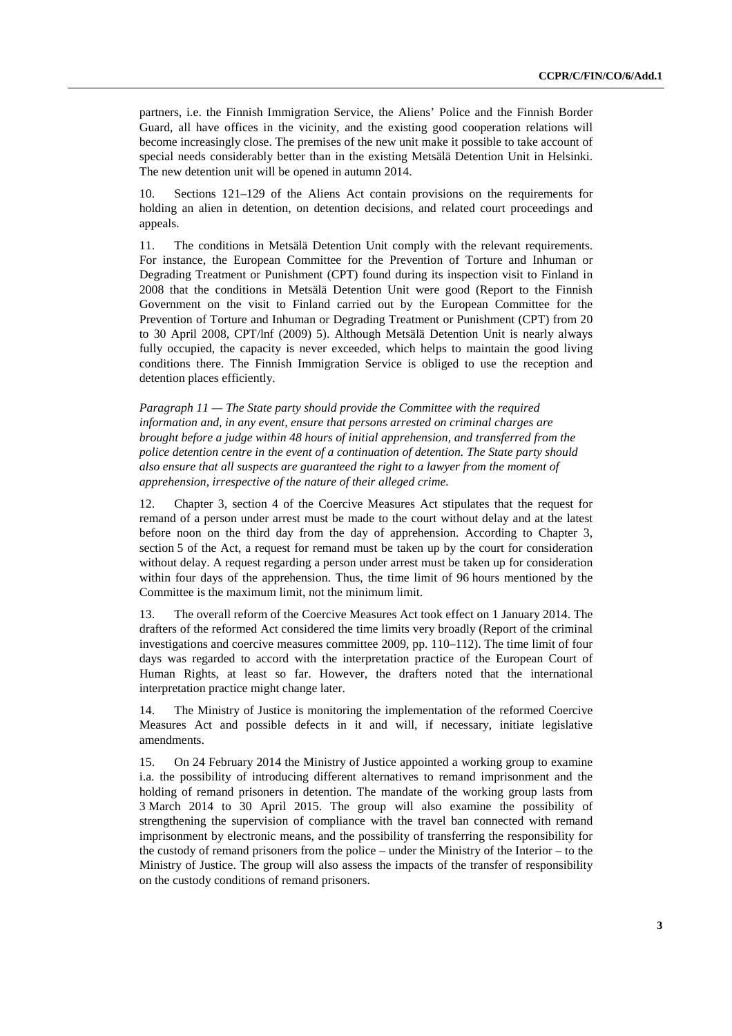partners, i.e. the Finnish Immigration Service, the Aliens' Police and the Finnish Border Guard, all have offices in the vicinity, and the existing good cooperation relations will become increasingly close. The premises of the new unit make it possible to take account of special needs considerably better than in the existing Metsälä Detention Unit in Helsinki. The new detention unit will be opened in autumn 2014.

10. Sections 121–129 of the Aliens Act contain provisions on the requirements for holding an alien in detention, on detention decisions, and related court proceedings and appeals.

11. The conditions in Metsälä Detention Unit comply with the relevant requirements. For instance, the European Committee for the Prevention of Torture and Inhuman or Degrading Treatment or Punishment (CPT) found during its inspection visit to Finland in 2008 that the conditions in Metsälä Detention Unit were good (Report to the Finnish Government on the visit to Finland carried out by the European Committee for the Prevention of Torture and Inhuman or Degrading Treatment or Punishment (CPT) from 20 to 30 April 2008, CPT/Inf (2009) 5). Although Metsälä Detention Unit is nearly always fully occupied, the capacity is never exceeded, which helps to maintain the good living conditions there. The Finnish Immigration Service is obliged to use the reception and detention places efficiently.

*Paragraph 11 — The State party should provide the Committee with the required information and, in any event, ensure that persons arrested on criminal charges are brought before a judge within 48 hours of initial apprehension, and transferred from the police detention centre in the event of a continuation of detention. The State party should also ensure that all suspects are guaranteed the right to a lawyer from the moment of apprehension, irrespective of the nature of their alleged crime.*

12. Chapter 3, section 4 of the Coercive Measures Act stipulates that the request for remand of a person under arrest must be made to the court without delay and at the latest before noon on the third day from the day of apprehension. According to Chapter 3, section 5 of the Act, a request for remand must be taken up by the court for consideration without delay. A request regarding a person under arrest must be taken up for consideration within four days of the apprehension. Thus, the time limit of 96 hours mentioned by the Committee is the maximum limit, not the minimum limit.

13. The overall reform of the Coercive Measures Act took effect on 1 January 2014. The drafters of the reformed Act considered the time limits very broadly (Report of the criminal investigations and coercive measures committee 2009, pp. 110–112). The time limit of four days was regarded to accord with the interpretation practice of the European Court of Human Rights, at least so far. However, the drafters noted that the international interpretation practice might change later.

14. The Ministry of Justice is monitoring the implementation of the reformed Coercive Measures Act and possible defects in it and will, if necessary, initiate legislative amendments.

15. On 24 February 2014 the Ministry of Justice appointed a working group to examine i.a. the possibility of introducing different alternatives to remand imprisonment and the holding of remand prisoners in detention. The mandate of the working group lasts from 3 March 2014 to 30 April 2015. The group will also examine the possibility of strengthening the supervision of compliance with the travel ban connected with remand imprisonment by electronic means, and the possibility of transferring the responsibility for the custody of remand prisoners from the police – under the Ministry of the Interior – to the Ministry of Justice. The group will also assess the impacts of the transfer of responsibility on the custody conditions of remand prisoners.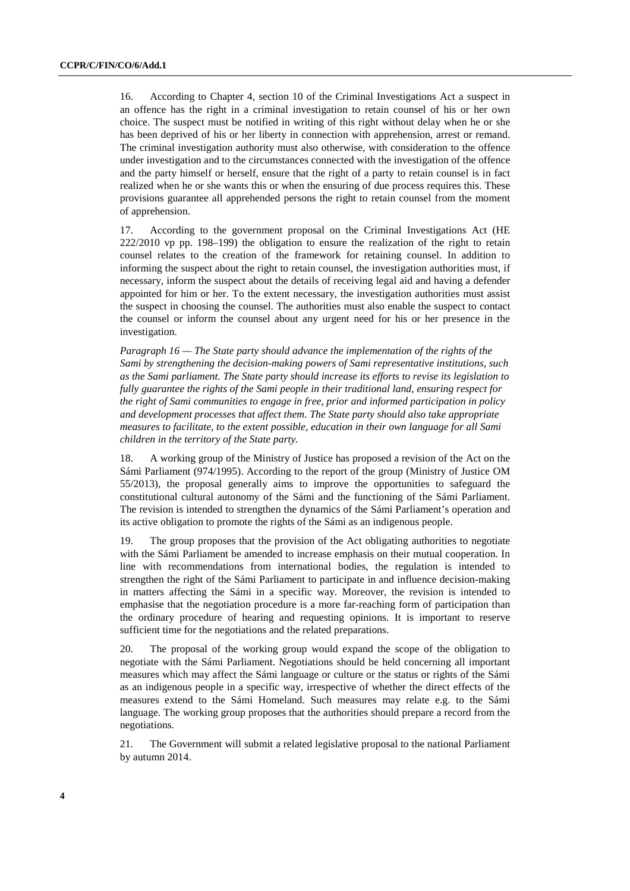16. According to Chapter 4, section 10 of the Criminal Investigations Act a suspect in an offence has the right in a criminal investigation to retain counsel of his or her own choice. The suspect must be notified in writing of this right without delay when he or she has been deprived of his or her liberty in connection with apprehension, arrest or remand. The criminal investigation authority must also otherwise, with consideration to the offence under investigation and to the circumstances connected with the investigation of the offence and the party himself or herself, ensure that the right of a party to retain counsel is in fact realized when he or she wants this or when the ensuring of due process requires this. These provisions guarantee all apprehended persons the right to retain counsel from the moment of apprehension.

17. According to the government proposal on the Criminal Investigations Act (HE 222/2010 vp pp. 198–199) the obligation to ensure the realization of the right to retain counsel relates to the creation of the framework for retaining counsel. In addition to informing the suspect about the right to retain counsel, the investigation authorities must, if necessary, inform the suspect about the details of receiving legal aid and having a defender appointed for him or her. To the extent necessary, the investigation authorities must assist the suspect in choosing the counsel. The authorities must also enable the suspect to contact the counsel or inform the counsel about any urgent need for his or her presence in the investigation.

*Paragraph 16 — The State party should advance the implementation of the rights of the Sami by strengthening the decision-making powers of Sami representative institutions, such as the Sami parliament. The State party should increase its efforts to revise its legislation to fully guarantee the rights of the Sami people in their traditional land, ensuring respect for the right of Sami communities to engage in free, prior and informed participation in policy and development processes that affect them. The State party should also take appropriate measures to facilitate, to the extent possible, education in their own language for all Sami children in the territory of the State party.*

18. A working group of the Ministry of Justice has proposed a revision of the Act on the Sámi Parliament (974/1995). According to the report of the group (Ministry of Justice OM 55/2013), the proposal generally aims to improve the opportunities to safeguard the constitutional cultural autonomy of the Sámi and the functioning of the Sámi Parliament. The revision is intended to strengthen the dynamics of the Sámi Parliament's operation and its active obligation to promote the rights of the Sámi as an indigenous people.

19. The group proposes that the provision of the Act obligating authorities to negotiate with the Sámi Parliament be amended to increase emphasis on their mutual cooperation. In line with recommendations from international bodies, the regulation is intended to strengthen the right of the Sámi Parliament to participate in and influence decision-making in matters affecting the Sámi in a specific way. Moreover, the revision is intended to emphasise that the negotiation procedure is a more far-reaching form of participation than the ordinary procedure of hearing and requesting opinions. It is important to reserve sufficient time for the negotiations and the related preparations.

20. The proposal of the working group would expand the scope of the obligation to negotiate with the Sámi Parliament. Negotiations should be held concerning all important measures which may affect the Sámi language or culture or the status or rights of the Sámi as an indigenous people in a specific way, irrespective of whether the direct effects of the measures extend to the Sámi Homeland. Such measures may relate e.g. to the Sámi language. The working group proposes that the authorities should prepare a record from the negotiations.

21. The Government will submit a related legislative proposal to the national Parliament by autumn 2014.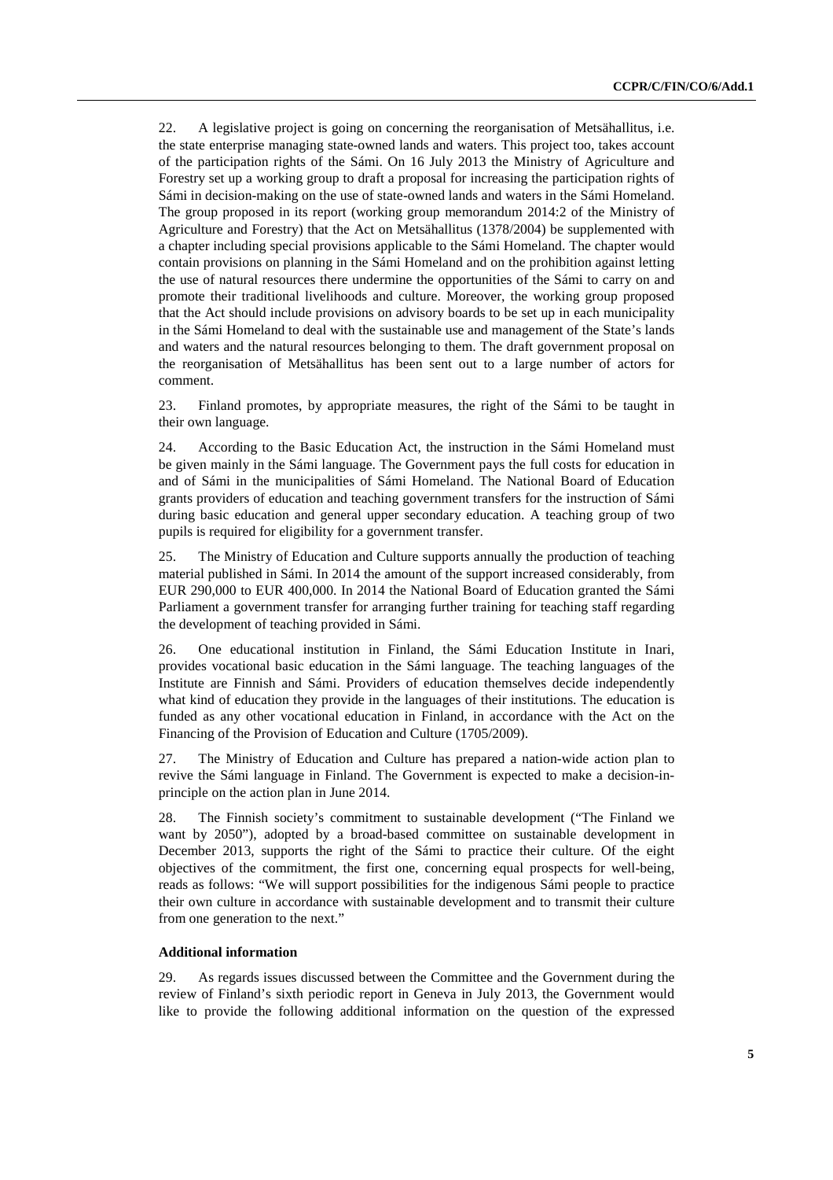22. A legislative project is going on concerning the reorganisation of Metsähallitus, i.e. the state enterprise managing state-owned lands and waters. This project too, takes account of the participation rights of the Sámi. On 16 July 2013 the Ministry of Agriculture and Forestry set up a working group to draft a proposal for increasing the participation rights of Sámi in decision-making on the use of state-owned lands and waters in the Sámi Homeland. The group proposed in its report (working group memorandum 2014:2 of the Ministry of Agriculture and Forestry) that the Act on Metsähallitus (1378/2004) be supplemented with a chapter including special provisions applicable to the Sámi Homeland. The chapter would contain provisions on planning in the Sámi Homeland and on the prohibition against letting the use of natural resources there undermine the opportunities of the Sámi to carry on and promote their traditional livelihoods and culture. Moreover, the working group proposed that the Act should include provisions on advisory boards to be set up in each municipality in the Sámi Homeland to deal with the sustainable use and management of the State's lands and waters and the natural resources belonging to them. The draft government proposal on the reorganisation of Metsähallitus has been sent out to a large number of actors for comment.

23. Finland promotes, by appropriate measures, the right of the Sámi to be taught in their own language.

24. According to the Basic Education Act, the instruction in the Sámi Homeland must be given mainly in the Sámi language. The Government pays the full costs for education in and of Sámi in the municipalities of Sámi Homeland. The National Board of Education grants providers of education and teaching government transfers for the instruction of Sámi during basic education and general upper secondary education. A teaching group of two pupils is required for eligibility for a government transfer.

25. The Ministry of Education and Culture supports annually the production of teaching material published in Sámi. In 2014 the amount of the support increased considerably, from EUR 290,000 to EUR 400,000. In 2014 the National Board of Education granted the Sámi Parliament a government transfer for arranging further training for teaching staff regarding the development of teaching provided in Sámi.

26. One educational institution in Finland, the Sámi Education Institute in Inari, provides vocational basic education in the Sámi language. The teaching languages of the Institute are Finnish and Sámi. Providers of education themselves decide independently what kind of education they provide in the languages of their institutions. The education is funded as any other vocational education in Finland, in accordance with the Act on the Financing of the Provision of Education and Culture (1705/2009).

27. The Ministry of Education and Culture has prepared a nation-wide action plan to revive the Sámi language in Finland. The Government is expected to make a decision-in-principle on the action plan in June 2014.

28. The Finnish society's commitment to sustainable development ("The Finland we want by 2050"), adopted by a broad-based committee on sustainable development in December 2013, supports the right of the Sámi to practice their culture. Of the eight objectives of the commitment, the first one, concerning equal prospects for well-being, reads as follows: "We will support possibilities for the indigenous Sámi people to practice their own culture in accordance with sustainable development and to transmit their culture from one generation to the next."

### Additional information

29. As regards issues discussed between the Committee and the Government during the review of Finland's sixth periodic report in Geneva in July 2013, the Government would like to provide the following additional information on the question of the expressed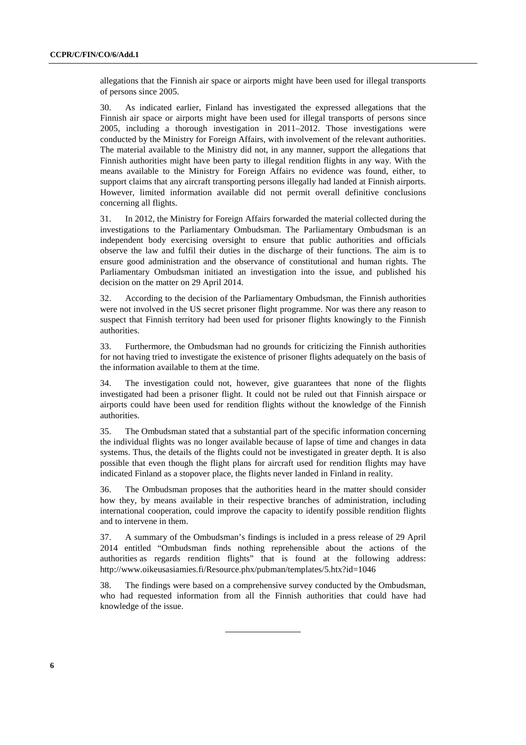allegations that the Finnish air space or airports might have been used for illegal transports of persons since 2005.

30. As indicated earlier, Finland has investigated the expressed allegations that the Finnish air space or airports might have been used for illegal transports of persons since 2005, including a thorough investigation in 2011–2012. Those investigations were conducted by the Ministry for Foreign Affairs, with involvement of the relevant authorities. The material available to the Ministry did not, in any manner, support the allegations that Finnish authorities might have been party to illegal rendition flights in any way. With the means available to the Ministry for Foreign Affairs no evidence was found, either, to support claims that any aircraft transporting persons illegally had landed at Finnish airports. However, limited information available did not permit overall definitive conclusions concerning all flights.

31. In 2012, the Ministry for Foreign Affairs forwarded the material collected during the investigations to the Parliamentary Ombudsman. The Parliamentary Ombudsman is an independent body exercising oversight to ensure that public authorities and officials observe the law and fulfil their duties in the discharge of their functions. The aim is to ensure good administration and the observance of constitutional and human rights. The Parliamentary Ombudsman initiated an investigation into the issue, and published his decision on the matter on 29 April 2014.

32. According to the decision of the Parliamentary Ombudsman, the Finnish authorities were not involved in the US secret prisoner flight programme. Nor was there any reason to suspect that Finnish territory had been used for prisoner flights knowingly to the Finnish authorities.

33. Furthermore, the Ombudsman had no grounds for criticizing the Finnish authorities for not having tried to investigate the existence of prisoner flights adequately on the basis of the information available to them at the time.

34. The investigation could not, however, give guarantees that none of the flights investigated had been a prisoner flight. It could not be ruled out that Finnish airspace or airports could have been used for rendition flights without the knowledge of the Finnish authorities.

35. The Ombudsman stated that a substantial part of the specific information concerning the individual flights was no longer available because of lapse of time and changes in data systems. Thus, the details of the flights could not be investigated in greater depth. It is also possible that even though the flight plans for aircraft used for rendition flights may have indicated Finland as a stopover place, the flights never landed in Finland in reality.

36. The Ombudsman proposes that the authorities heard in the matter should consider how they, by means available in their respective branches of administration, including international cooperation, could improve the capacity to identify possible rendition flights and to intervene in them.

37. A summary of the Ombudsman's findings is included in a press release of 29 April 2014 entitled "Ombudsman finds nothing reprehensible about the actions of the authorities as regards rendition flights" that is found at the following address: http://www.oikeusasiamies.fi/Resource.phx/pubman/templates/5.htx?id=1046

38. The findings were based on a comprehensive survey conducted by the Ombudsman, who had requested information from all the Finnish authorities that could have had knowledge of the issue.